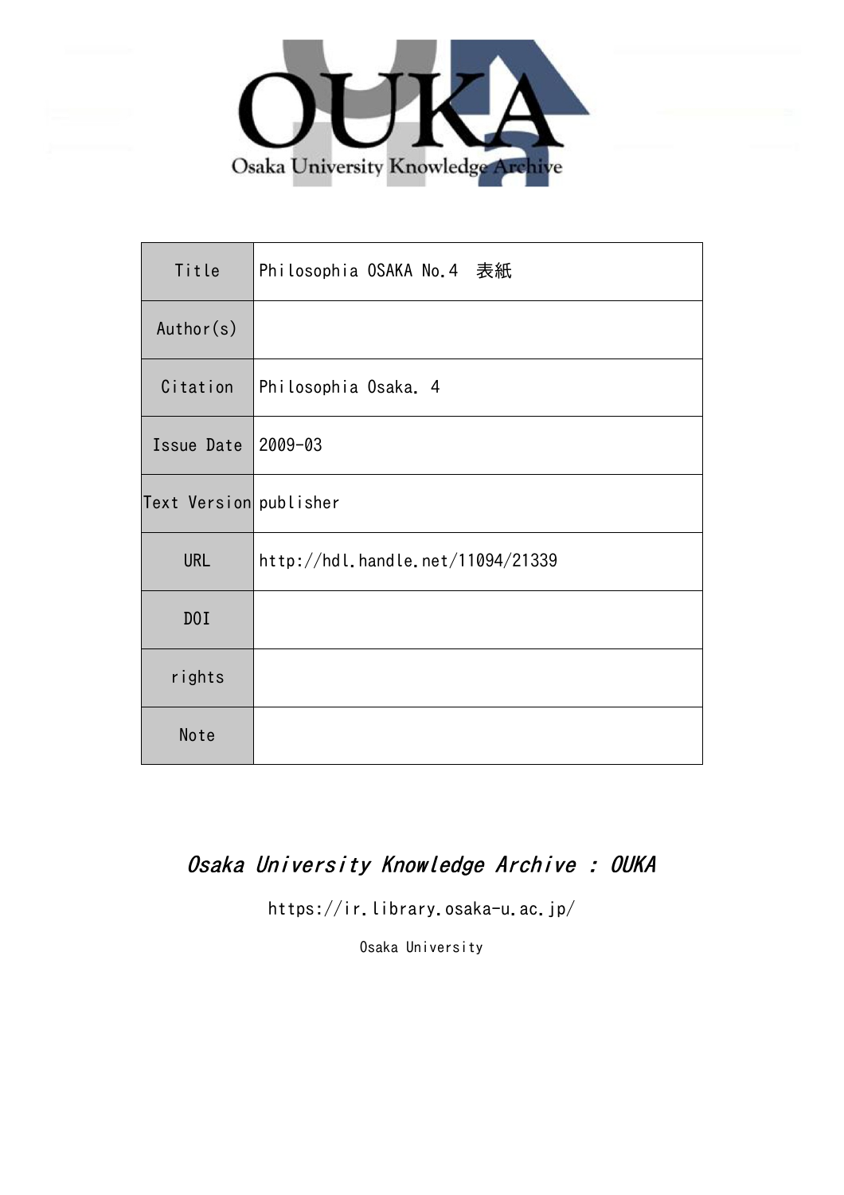OUKA

Osaka University Knowledge Archive

| Title | Philosophia OSAKA No.4　表紙 |
| --- | --- |
| Author(s) | |
| Citation | Philosophia Osaka. 4 |
| Issue Date | 2009-03 |
| Text Version | publisher |
| URL | http://hdl.handle.net/11094/21339 |
| DOI | |
| rights | |
| Note | |

*Osaka University Knowledge Archive : OUKA*

https://ir.library.osaka-u.ac.jp/

Osaka University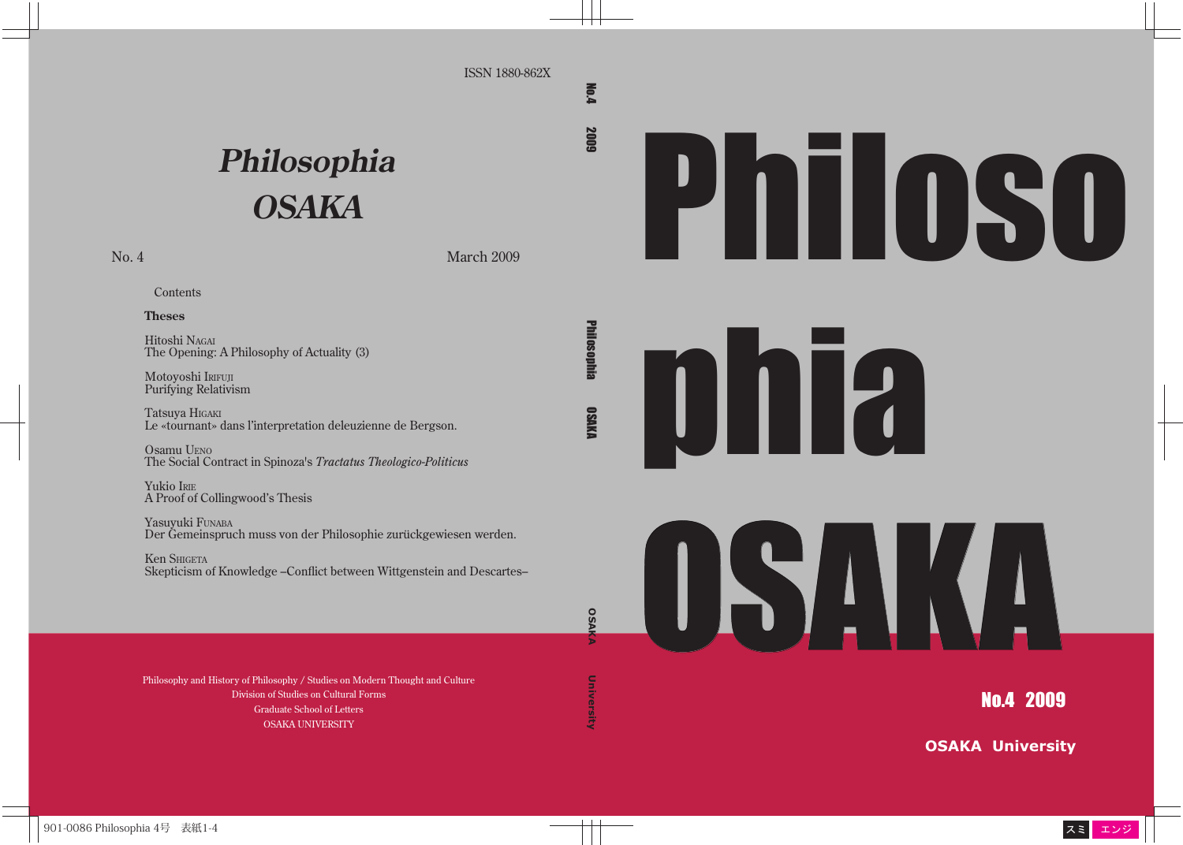ISSN 1880-862X

# *Philosophia OSAKA*

No. 4 March 2009

Contents

**Theses**

Hitoshi NAGAI
The Opening: A Philosophy of Actuality (3)

Motoyoshi IRIFUJI
Purifying Relativism

Tatsuya HIGAKI
Le «tournant» dans l'interpretation deleuzienne de Bergson.

Osamu UENO
The Social Contract in Spinoza's *Tractatus Theologico-Politicus*

Yukio IRIE
A Proof of Collingwood's Thesis

Yasuyuki FUNABA
Der Gemeinspruch muss von der Philosophie zurückgewiesen werden.

Ken SHIGETA
Skepticism of Knowledge –Conflict between Wittgenstein and Descartes–

Philosophy and History of Philosophy / Studies on Modern Thought and Culture
Division of Studies on Cultural Forms
Graduate School of Letters
OSAKA UNIVERSITY

No.4 2009 Philosophia OSAKA OSAKA University

# Philosophia OSAKA

No.4 2009

OSAKA University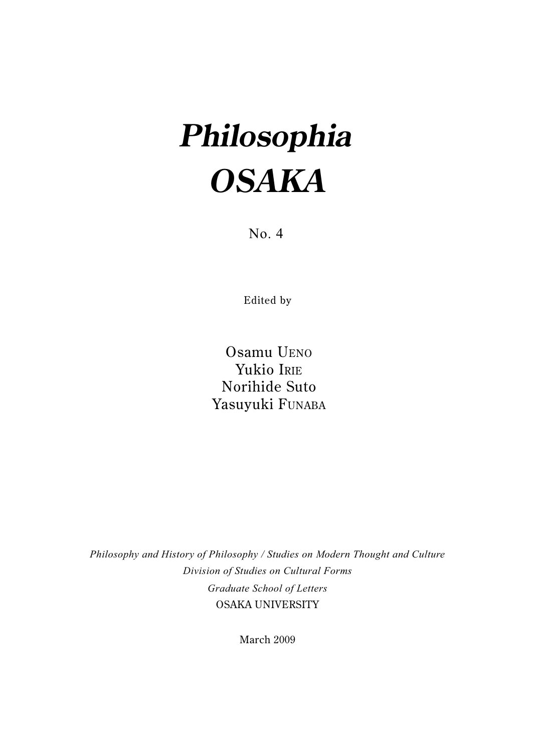# *Philosophia OSAKA*

No. 4

Edited by

Osamu UENO
Yukio IRIE
Norihide Suto
Yasuyuki FUNABA

*Philosophy and History of Philosophy / Studies on Modern Thought and Culture*
*Division of Studies on Cultural Forms*
*Graduate School of Letters*
OSAKA UNIVERSITY

March 2009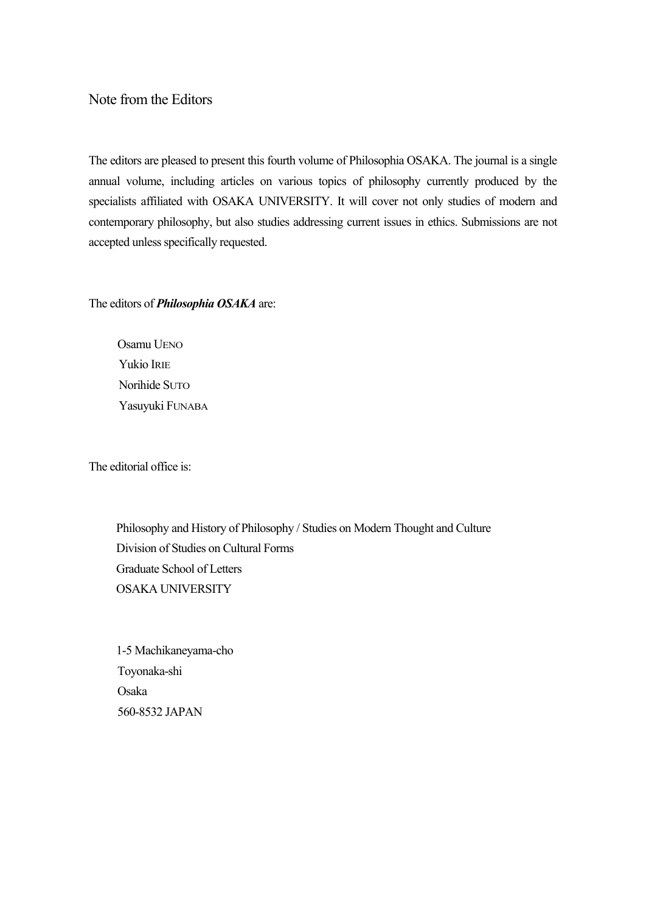# Note from the Editors

The editors are pleased to present this fourth volume of Philosophia OSAKA. The journal is a single annual volume, including articles on various topics of philosophy currently produced by the specialists affiliated with OSAKA UNIVERSITY. It will cover not only studies of modern and contemporary philosophy, but also studies addressing current issues in ethics. Submissions are not accepted unless specifically requested.

The editors of ***Philosophia OSAKA*** are:

Osamu UENO
Yukio IRIE
Norihide SUTO
Yasuyuki FUNABA

The editorial office is:

Philosophy and History of Philosophy / Studies on Modern Thought and Culture
Division of Studies on Cultural Forms
Graduate School of Letters
OSAKA UNIVERSITY

1-5 Machikaneyama-cho
Toyonaka-shi
Osaka
560-8532 JAPAN